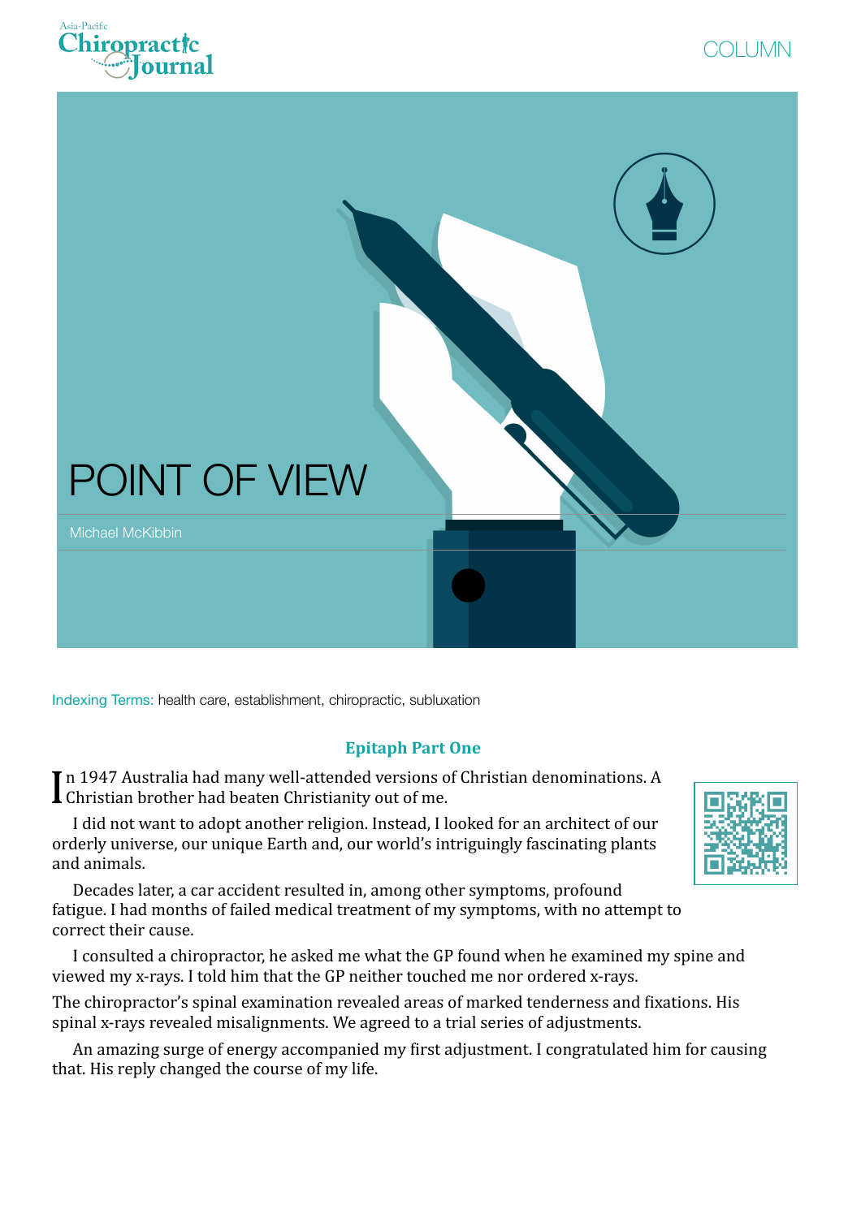# POINT OF VIEW

Michael McKibbin

Indexing Terms: health care, establishment, chiropractic, subluxation

## Epitaph Part One

In 1947 Australia had many well-attended versions of Christian denominations. A Christian brother had beaten Christianity out of me.

I did not want to adopt another religion. Instead, I looked for an architect of our orderly universe, our unique Earth and, our world's intriguingly fascinating plants and animals.

Decades later, a car accident resulted in, among other symptoms, profound fatigue. I had months of failed medical treatment of my symptoms, with no attempt to correct their cause.

I consulted a chiropractor, he asked me what the GP found when he examined my spine and viewed my x-rays. I told him that the GP neither touched me nor ordered x-rays.

The chiropractor's spinal examination revealed areas of marked tenderness and fixations. His spinal x-rays revealed misalignments. We agreed to a trial series of adjustments.

An amazing surge of energy accompanied my first adjustment. I congratulated him for causing that. His reply changed the course of my life.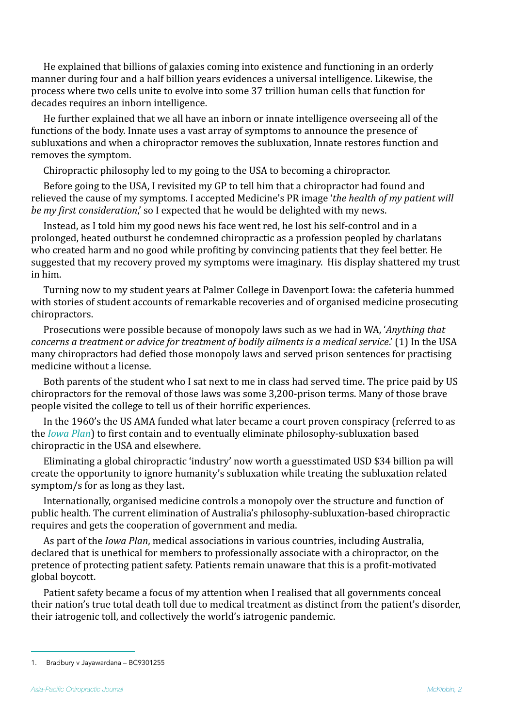He explained that billions of galaxies coming into existence and functioning in an orderly manner during four and a half billion years evidences a universal intelligence. Likewise, the process where two cells unite to evolve into some 37 trillion human cells that function for decades requires an inborn intelligence.

He further explained that we all have an inborn or innate intelligence overseeing all of the functions of the body. Innate uses a vast array of symptoms to announce the presence of subluxations and when a chiropractor removes the subluxation, Innate restores function and removes the symptom.

Chiropractic philosophy led to my going to the USA to becoming a chiropractor.

Before going to the USA, I revisited my GP to tell him that a chiropractor had found and relieved the cause of my symptoms. I accepted Medicine's PR image '*the health of my patient will be my first consideration*,' so I expected that he would be delighted with my news.

Instead, as I told him my good news his face went red, he lost his self-control and in a prolonged, heated outburst he condemned chiropractic as a profession peopled by charlatans who created harm and no good while profiting by convincing patients that they feel better. He suggested that my recovery proved my symptoms were imaginary. His display shattered my trust in him.

Turning now to my student years at Palmer College in Davenport Iowa: the cafeteria hummed with stories of student accounts of remarkable recoveries and of organised medicine prosecuting chiropractors.

Prosecutions were possible because of monopoly laws such as we had in WA, '*Anything that concerns a treatment or advice for treatment of bodily ailments is a medical service*.' (1) In the USA many chiropractors had defied those monopoly laws and served prison sentences for practising medicine without a license.

Both parents of the student who I sat next to me in class had served time. The price paid by US chiropractors for the removal of those laws was some 3,200-prison terms. Many of those brave people visited the college to tell us of their horrific experiences.

In the 1960's the US AMA funded what later became a court proven conspiracy (referred to as the *Iowa Plan*) to first contain and to eventually eliminate philosophy-subluxation based chiropractic in the USA and elsewhere.

Eliminating a global chiropractic 'industry' now worth a guesstimated USD $34 billion pa will create the opportunity to ignore humanity's subluxation while treating the subluxation related symptom/s for as long as they last.

Internationally, organised medicine controls a monopoly over the structure and function of public health. The current elimination of Australia's philosophy-subluxation-based chiropractic requires and gets the cooperation of government and media.

As part of the *Iowa Plan*, medical associations in various countries, including Australia, declared that is unethical for members to professionally associate with a chiropractor, on the pretence of protecting patient safety. Patients remain unaware that this is a profit-motivated global boycott.

Patient safety became a focus of my attention when I realised that all governments conceal their nation's true total death toll due to medical treatment as distinct from the patient's disorder, their iatrogenic toll, and collectively the world's iatrogenic pandemic.

---

1. Bradbury v Jayawardana – BC9301255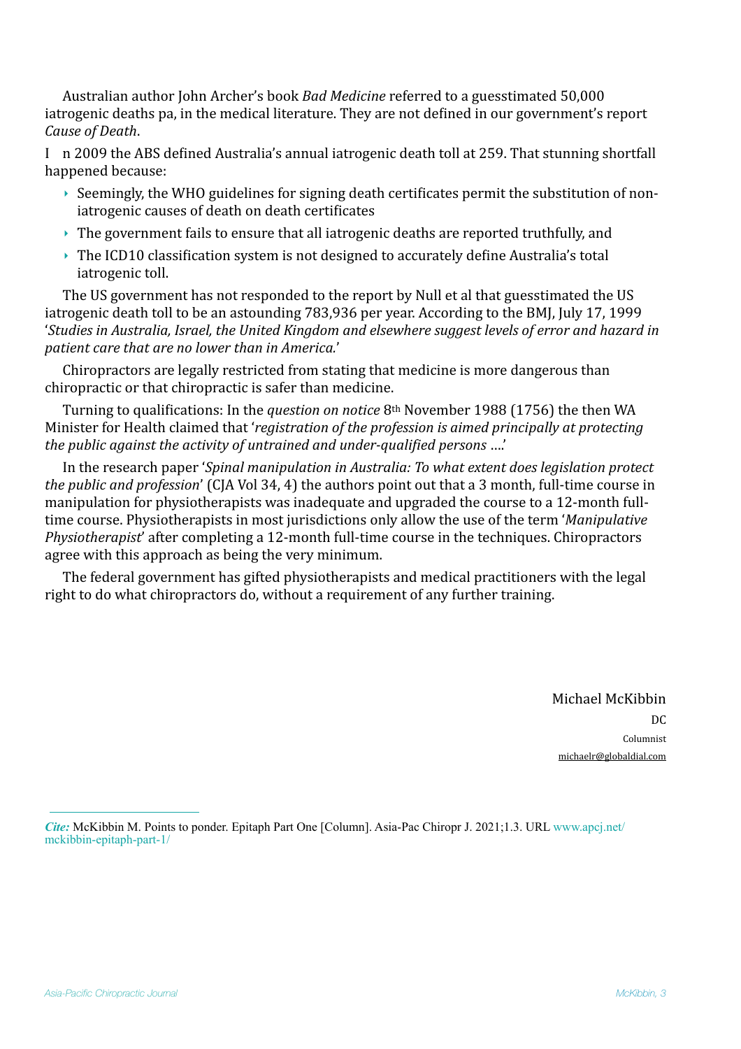Australian author John Archer's book *Bad Medicine* referred to a guesstimated 50,000 iatrogenic deaths pa, in the medical literature. They are not defined in our government's report *Cause of Death*.

In 2009 the ABS defined Australia's annual iatrogenic death toll at 259. That stunning shortfall happened because:

- Seemingly, the WHO guidelines for signing death certificates permit the substitution of non-iatrogenic causes of death on death certificates
- The government fails to ensure that all iatrogenic deaths are reported truthfully, and
- The ICD10 classification system is not designed to accurately define Australia's total iatrogenic toll.

The US government has not responded to the report by Null et al that guesstimated the US iatrogenic death toll to be an astounding 783,936 per year. According to the BMJ, July 17, 1999 '*Studies in Australia, Israel, the United Kingdom and elsewhere suggest levels of error and hazard in patient care that are no lower than in America.*'

Chiropractors are legally restricted from stating that medicine is more dangerous than chiropractic or that chiropractic is safer than medicine.

Turning to qualifications: In the *question on notice* 8th November 1988 (1756) the then WA Minister for Health claimed that '*registration of the profession is aimed principally at protecting the public against the activity of untrained and under-qualified persons* ….'

In the research paper '*Spinal manipulation in Australia: To what extent does legislation protect the public and profession*' (CJA Vol 34, 4) the authors point out that a 3 month, full-time course in manipulation for physiotherapists was inadequate and upgraded the course to a 12-month full-time course. Physiotherapists in most jurisdictions only allow the use of the term '*Manipulative Physiotherapist*' after completing a 12-month full-time course in the techniques. Chiropractors agree with this approach as being the very minimum.

The federal government has gifted physiotherapists and medical practitioners with the legal right to do what chiropractors do, without a requirement of any further training.

Michael McKibbin
DC
Columnist
michaelr@globaldial.com

***Cite:*** McKibbin M. Points to ponder. Epitaph Part One [Column]. Asia-Pac Chiropr J. 2021;1.3. URL www.apcj.net/mckibbin-epitaph-part-1/